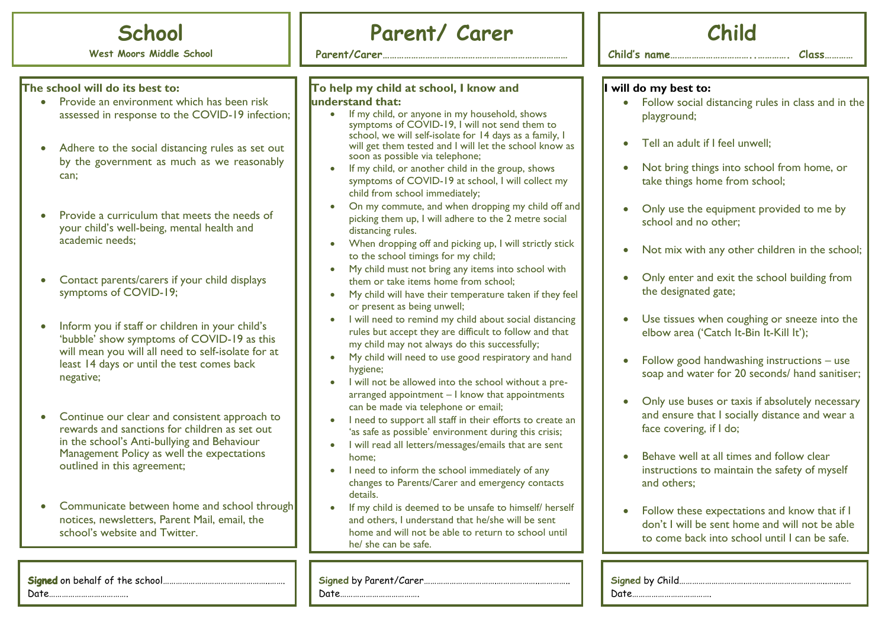# School

**West Moors Middle School**

**The school will do its best to:**

- Provide an environment which has been risk assessed in response to the COVID-19 infection;
- Adhere to the social distancing rules as set out by the government as much as we reasonably can;
- Provide a curriculum that meets the needs of your child's well-being, mental health and academic needs;
- Contact parents/carers if your child displays symptoms of COVID-19;
- Inform you if staff or children in your child's 'bubble' show symptoms of COVID-19 as this will mean you will all need to self-isolate for at least 14 days or until the test comes back negative;
- Continue our clear and consistent approach to rewards and sanctions for children as set out in the school's Anti-bullying and Behaviour Management Policy as well the expectations outlined in this agreement;
- Communicate between home and school through notices, newsletters, Parent Mail, email, the school's website and Twitter.

**Signed** on behalf of the school…………………………………………………

Date………………………………

# Parent/ Carer

**Parent/Carer**……………………………………………………………………

**To help my child at school, I know and understand that:**

- If my child, or anyone in my household, shows symptoms of COVID-19, I will not send them to school, we will self-isolate for 14 days as a family, I will get them tested and I will let the school know as soon as possible via telephone;
- If my child, or another child in the group, shows symptoms of COVID-19 at school, I will collect my child from school immediately;
- On my commute, and when dropping my child off and picking them up, I will adhere to the 2 metre social distancing rules.
- When dropping off and picking up, I will strictly stick to the school timings for my child;
- My child must not bring any items into school with them or take items home from school;
- My child will have their temperature taken if they feel or present as being unwell;
- I will need to remind my child about social distancing rules but accept they are difficult to follow and that my child may not always do this successfully;
- My child will need to use good respiratory and hand hygiene;
- I will not be allowed into the school without a pre-arranged appointment – I know that appointments can be made via telephone or email;
- I need to support all staff in their efforts to create an 'as safe as possible' environment during this crisis;
- I will read all letters/messages/emails that are sent home;
- I need to inform the school immediately of any changes to Parents/Carer and emergency contacts details.
- If my child is deemed to be unsafe to himself/ herself and others, I understand that he/she will be sent home and will not be able to return to school until he/ she can be safe.

**Signed** by Parent/Carer…………………………………………………………

Date………………………………

# Child

**Child's name**……………………………………….  **Class**…………

**I will do my best to:**

- Follow social distancing rules in class and in the playground;
- Tell an adult if I feel unwell;
- Not bring things into school from home, or take things home from school;
- Only use the equipment provided to me by school and no other;
- Not mix with any other children in the school;
- Only enter and exit the school building from the designated gate;
- Use tissues when coughing or sneeze into the elbow area ('Catch It-Bin It-Kill It');
- Follow good handwashing instructions – use soap and water for 20 seconds/ hand sanitiser;
- Only use buses or taxis if absolutely necessary and ensure that I socially distance and wear a face covering, if I do;
- Behave well at all times and follow clear instructions to maintain the safety of myself and others;
- Follow these expectations and know that if I don't I will be sent home and will not be able to come back into school until I can be safe.

**Signed** by Child……………………………………………………………………

Date………………………………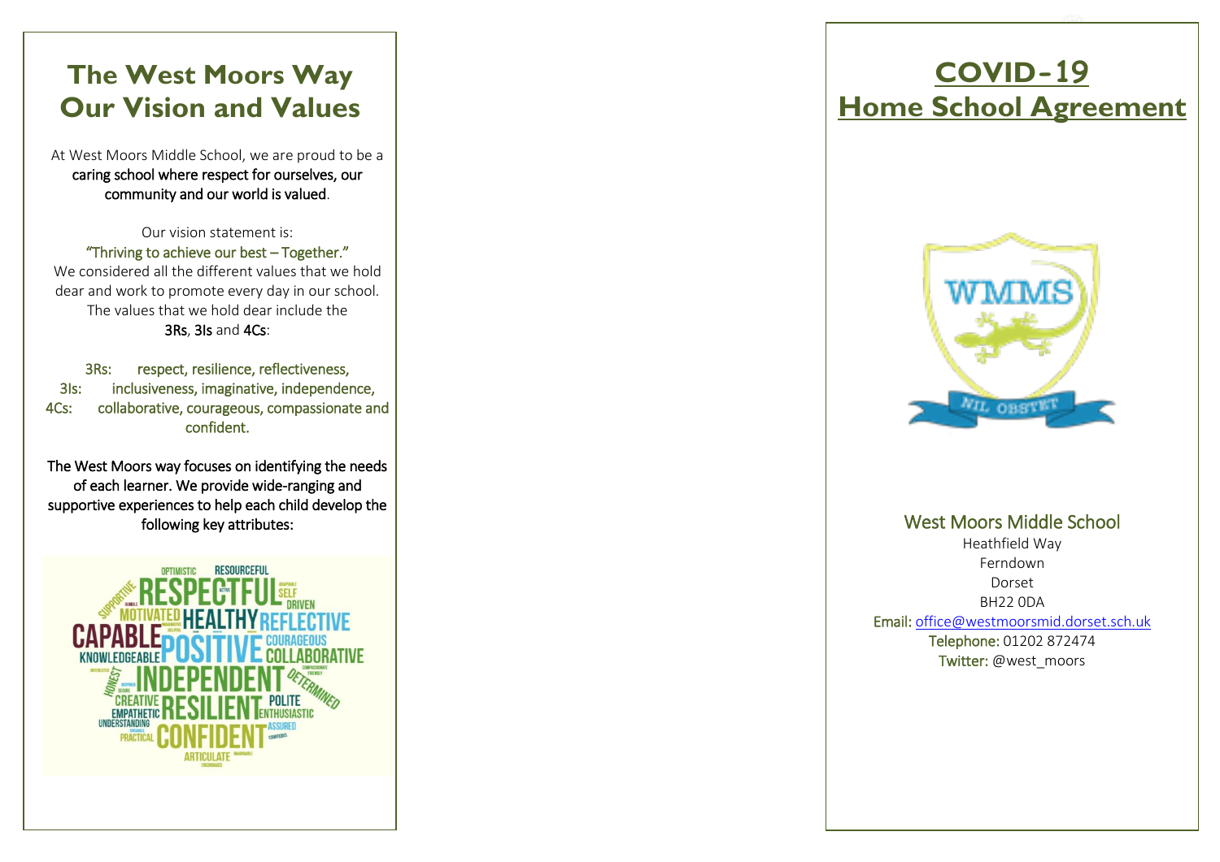# The West Moors Way
# Our Vision and Values

At West Moors Middle School, we are proud to be a caring school where respect for ourselves, our community and our world is valued.

Our vision statement is:
"Thriving to achieve our best – Together."
We considered all the different values that we hold dear and work to promote every day in our school. The values that we hold dear include the 3Rs, 3Is and 4Cs:

3Rs: respect, resilience, reflectiveness,
3Is: inclusiveness, imaginative, independence,
4Cs: collaborative, courageous, compassionate and confident.

The West Moors way focuses on identifying the needs of each learner. We provide wide-ranging and supportive experiences to help each child develop the following key attributes:

OPTIMISTIC RESOURCEFUL SUPPORTIVE RESPECTFUL SELF DRIVEN MOTIVATED HEALTHY REFLECTIVE CAPABLE KNOWLEDGEABLE POSITIVE COURAGEOUS COLLABORATIVE HONEST INDEPENDENT DETERMINED CREATIVE EMPATHETIC RESILIENT POLITE ENTHUSIASTIC UNDERSTANDING PRACTICAL CONFIDENT ASSURED ARTICULATE

# COVID-19 Home School Agreement

NIL OBSTET

**West Moors Middle School**
Heathfield Way
Ferndown
Dorset
BH22 0DA
Email: office@westmoorsmid.dorset.sch.uk
Telephone: 01202 872474
Twitter: @west_moors